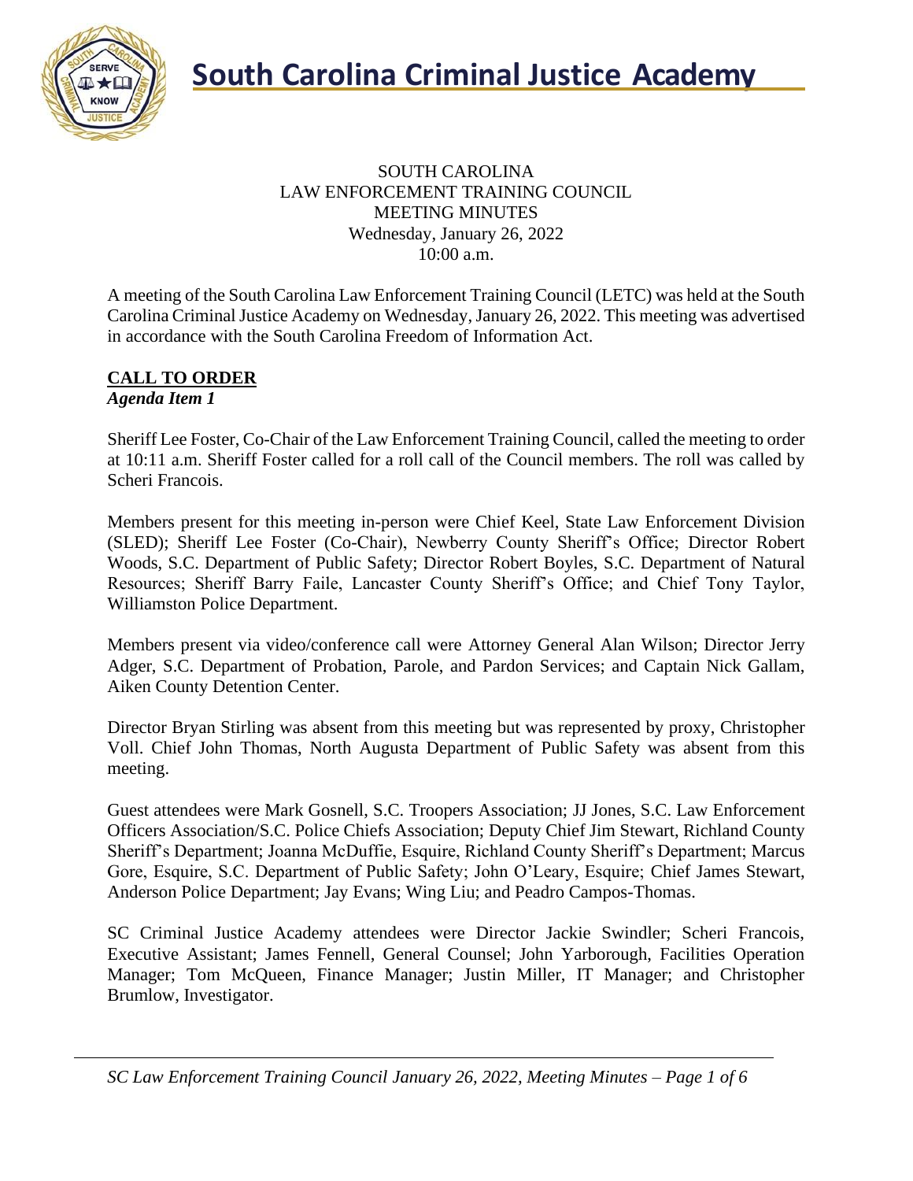# South Carolina Criminal Justice Academy

SOUTH CAROLINA
LAW ENFORCEMENT TRAINING COUNCIL
MEETING MINUTES
Wednesday, January 26, 2022
10:00 a.m.

A meeting of the South Carolina Law Enforcement Training Council (LETC) was held at the South Carolina Criminal Justice Academy on Wednesday, January 26, 2022. This meeting was advertised in accordance with the South Carolina Freedom of Information Act.

## CALL TO ORDER

***Agenda Item 1***

Sheriff Lee Foster, Co-Chair of the Law Enforcement Training Council, called the meeting to order at 10:11 a.m. Sheriff Foster called for a roll call of the Council members. The roll was called by Scheri Francois.

Members present for this meeting in-person were Chief Keel, State Law Enforcement Division (SLED); Sheriff Lee Foster (Co-Chair), Newberry County Sheriff's Office; Director Robert Woods, S.C. Department of Public Safety; Director Robert Boyles, S.C. Department of Natural Resources; Sheriff Barry Faile, Lancaster County Sheriff's Office; and Chief Tony Taylor, Williamston Police Department.

Members present via video/conference call were Attorney General Alan Wilson; Director Jerry Adger, S.C. Department of Probation, Parole, and Pardon Services; and Captain Nick Gallam, Aiken County Detention Center.

Director Bryan Stirling was absent from this meeting but was represented by proxy, Christopher Voll. Chief John Thomas, North Augusta Department of Public Safety was absent from this meeting.

Guest attendees were Mark Gosnell, S.C. Troopers Association; JJ Jones, S.C. Law Enforcement Officers Association/S.C. Police Chiefs Association; Deputy Chief Jim Stewart, Richland County Sheriff's Department; Joanna McDuffie, Esquire, Richland County Sheriff's Department; Marcus Gore, Esquire, S.C. Department of Public Safety; John O'Leary, Esquire; Chief James Stewart, Anderson Police Department; Jay Evans; Wing Liu; and Peadro Campos-Thomas.

SC Criminal Justice Academy attendees were Director Jackie Swindler; Scheri Francois, Executive Assistant; James Fennell, General Counsel; John Yarborough, Facilities Operation Manager; Tom McQueen, Finance Manager; Justin Miller, IT Manager; and Christopher Brumlow, Investigator.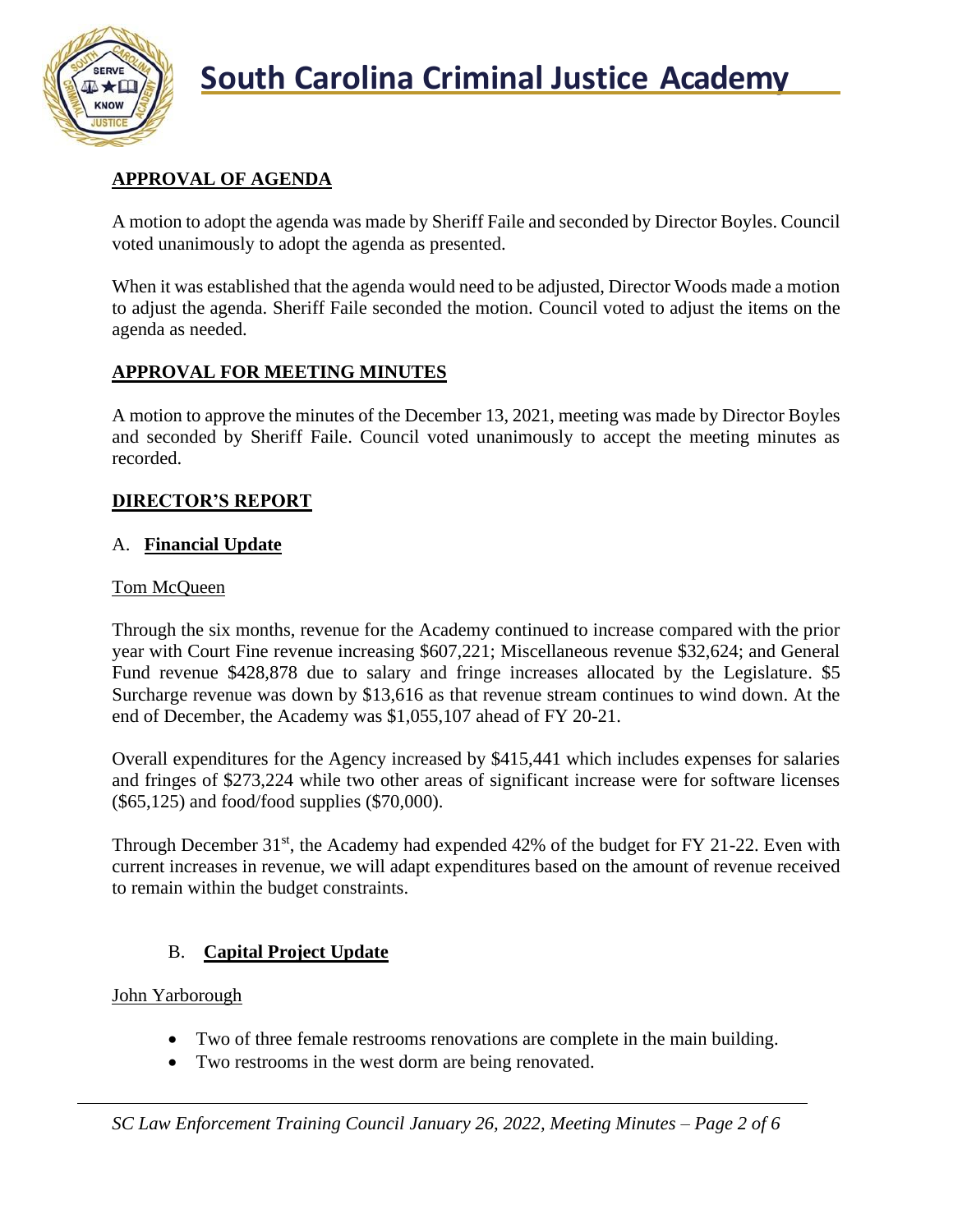## APPROVAL OF AGENDA

A motion to adopt the agenda was made by Sheriff Faile and seconded by Director Boyles. Council voted unanimously to adopt the agenda as presented.

When it was established that the agenda would need to be adjusted, Director Woods made a motion to adjust the agenda. Sheriff Faile seconded the motion. Council voted to adjust the items on the agenda as needed.

## APPROVAL FOR MEETING MINUTES

A motion to approve the minutes of the December 13, 2021, meeting was made by Director Boyles and seconded by Sheriff Faile. Council voted unanimously to accept the meeting minutes as recorded.

## DIRECTOR'S REPORT

### A. Financial Update

Tom McQueen

Through the six months, revenue for the Academy continued to increase compared with the prior year with Court Fine revenue increasing $607,221; Miscellaneous revenue $32,624; and General Fund revenue $428,878 due to salary and fringe increases allocated by the Legislature. $5 Surcharge revenue was down by $13,616 as that revenue stream continues to wind down. At the end of December, the Academy was $1,055,107 ahead of FY 20-21.

Overall expenditures for the Agency increased by $415,441 which includes expenses for salaries and fringes of $273,224 while two other areas of significant increase were for software licenses ($65,125) and food/food supplies ($70,000).

Through December 31st, the Academy had expended 42% of the budget for FY 21-22. Even with current increases in revenue, we will adapt expenditures based on the amount of revenue received to remain within the budget constraints.

### B. Capital Project Update

John Yarborough

- Two of three female restrooms renovations are complete in the main building.
- Two restrooms in the west dorm are being renovated.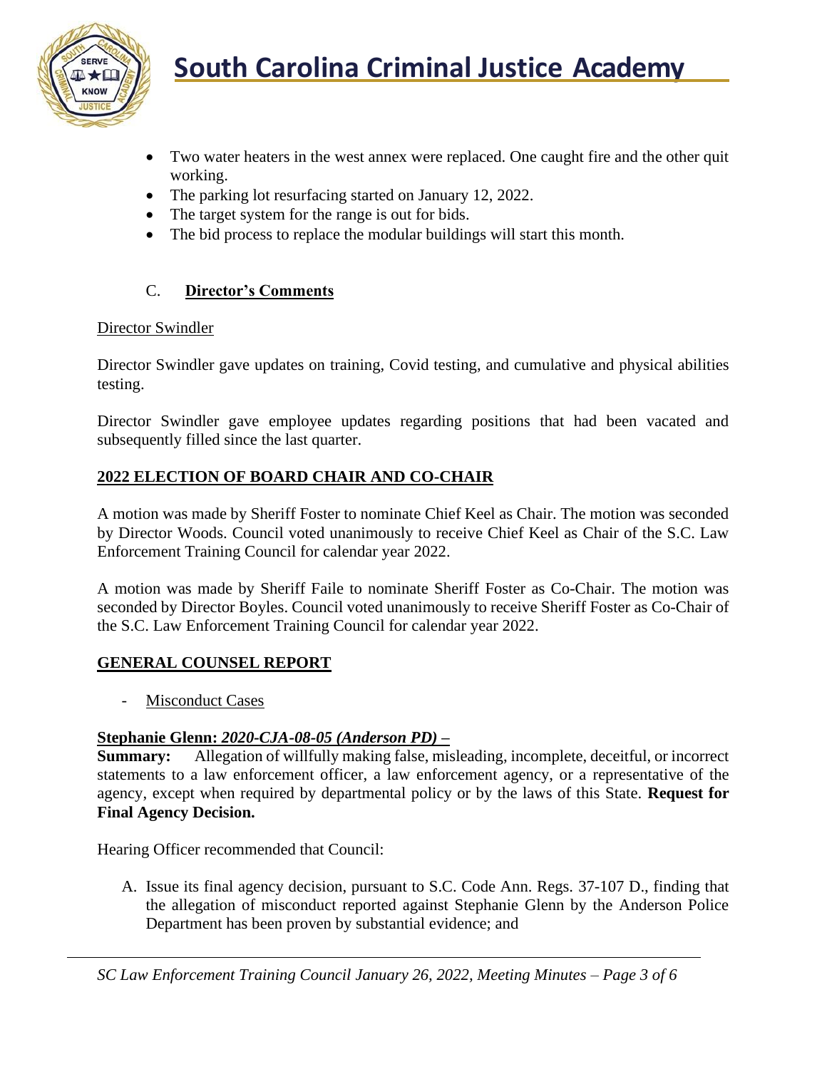- Two water heaters in the west annex were replaced. One caught fire and the other quit working.
- The parking lot resurfacing started on January 12, 2022.
- The target system for the range is out for bids.
- The bid process to replace the modular buildings will start this month.

C. **Director's Comments**

Director Swindler

Director Swindler gave updates on training, Covid testing, and cumulative and physical abilities testing.

Director Swindler gave employee updates regarding positions that had been vacated and subsequently filled since the last quarter.

## 2022 ELECTION OF BOARD CHAIR AND CO-CHAIR

A motion was made by Sheriff Foster to nominate Chief Keel as Chair. The motion was seconded by Director Woods. Council voted unanimously to receive Chief Keel as Chair of the S.C. Law Enforcement Training Council for calendar year 2022.

A motion was made by Sheriff Faile to nominate Sheriff Foster as Co-Chair. The motion was seconded by Director Boyles. Council voted unanimously to receive Sheriff Foster as Co-Chair of the S.C. Law Enforcement Training Council for calendar year 2022.

## GENERAL COUNSEL REPORT

- Misconduct Cases

**Stephanie Glenn: *2020-CJA-08-05 (Anderson PD)* –**
**Summary:** Allegation of willfully making false, misleading, incomplete, deceitful, or incorrect statements to a law enforcement officer, a law enforcement agency, or a representative of the agency, except when required by departmental policy or by the laws of this State. **Request for Final Agency Decision.**

Hearing Officer recommended that Council:

A. Issue its final agency decision, pursuant to S.C. Code Ann. Regs. 37-107 D., finding that the allegation of misconduct reported against Stephanie Glenn by the Anderson Police Department has been proven by substantial evidence; and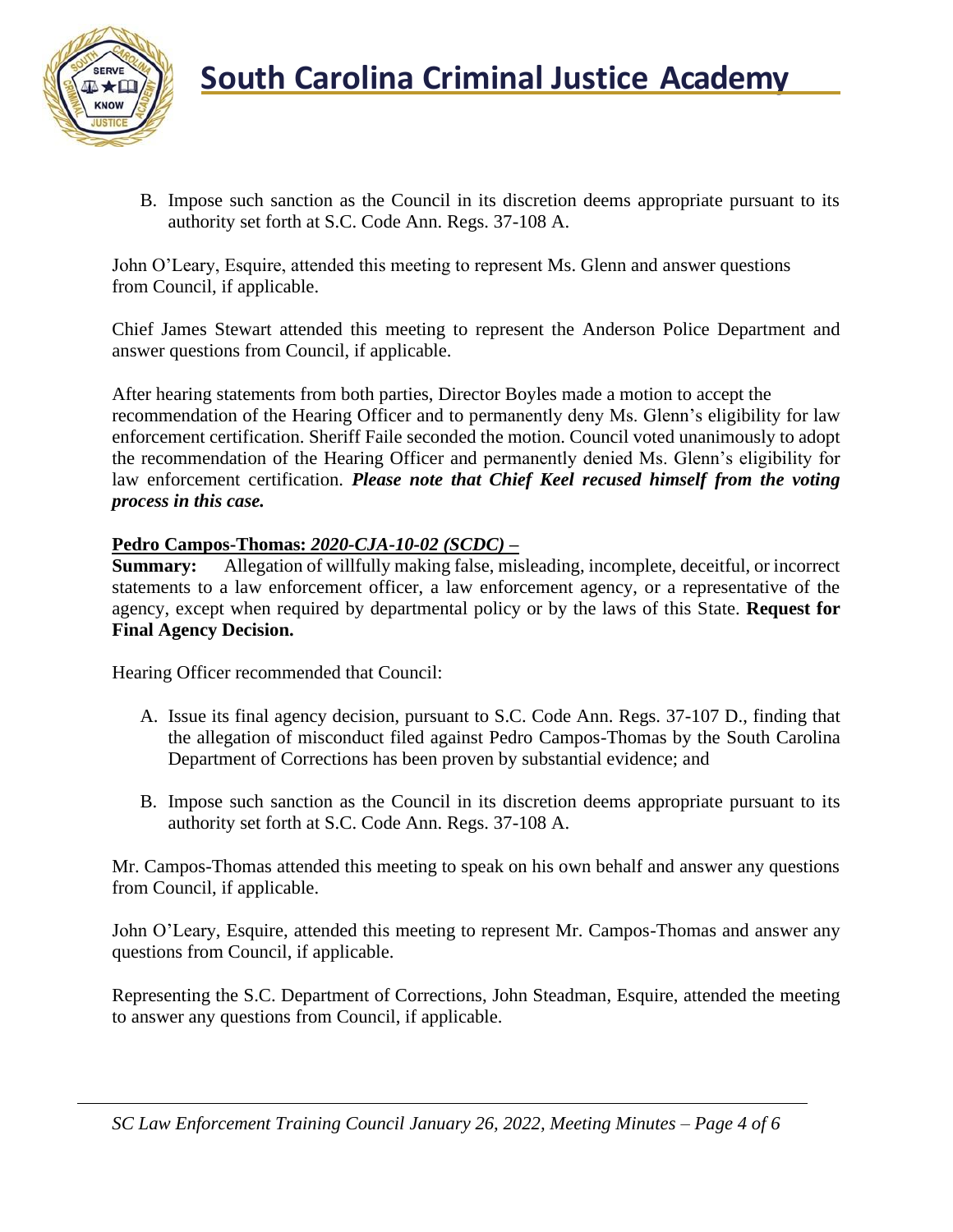B. Impose such sanction as the Council in its discretion deems appropriate pursuant to its authority set forth at S.C. Code Ann. Regs. 37-108 A.

John O'Leary, Esquire, attended this meeting to represent Ms. Glenn and answer questions from Council, if applicable.

Chief James Stewart attended this meeting to represent the Anderson Police Department and answer questions from Council, if applicable.

After hearing statements from both parties, Director Boyles made a motion to accept the recommendation of the Hearing Officer and to permanently deny Ms. Glenn's eligibility for law enforcement certification. Sheriff Faile seconded the motion. Council voted unanimously to adopt the recommendation of the Hearing Officer and permanently denied Ms. Glenn's eligibility for law enforcement certification. ***Please note that Chief Keel recused himself from the voting process in this case.***

**Pedro Campos-Thomas: *2020-CJA-10-02 (SCDC)* –**

**Summary:** Allegation of willfully making false, misleading, incomplete, deceitful, or incorrect statements to a law enforcement officer, a law enforcement agency, or a representative of the agency, except when required by departmental policy or by the laws of this State. **Request for Final Agency Decision.**

Hearing Officer recommended that Council:

A. Issue its final agency decision, pursuant to S.C. Code Ann. Regs. 37-107 D., finding that the allegation of misconduct filed against Pedro Campos-Thomas by the South Carolina Department of Corrections has been proven by substantial evidence; and

B. Impose such sanction as the Council in its discretion deems appropriate pursuant to its authority set forth at S.C. Code Ann. Regs. 37-108 A.

Mr. Campos-Thomas attended this meeting to speak on his own behalf and answer any questions from Council, if applicable.

John O'Leary, Esquire, attended this meeting to represent Mr. Campos-Thomas and answer any questions from Council, if applicable.

Representing the S.C. Department of Corrections, John Steadman, Esquire, attended the meeting to answer any questions from Council, if applicable.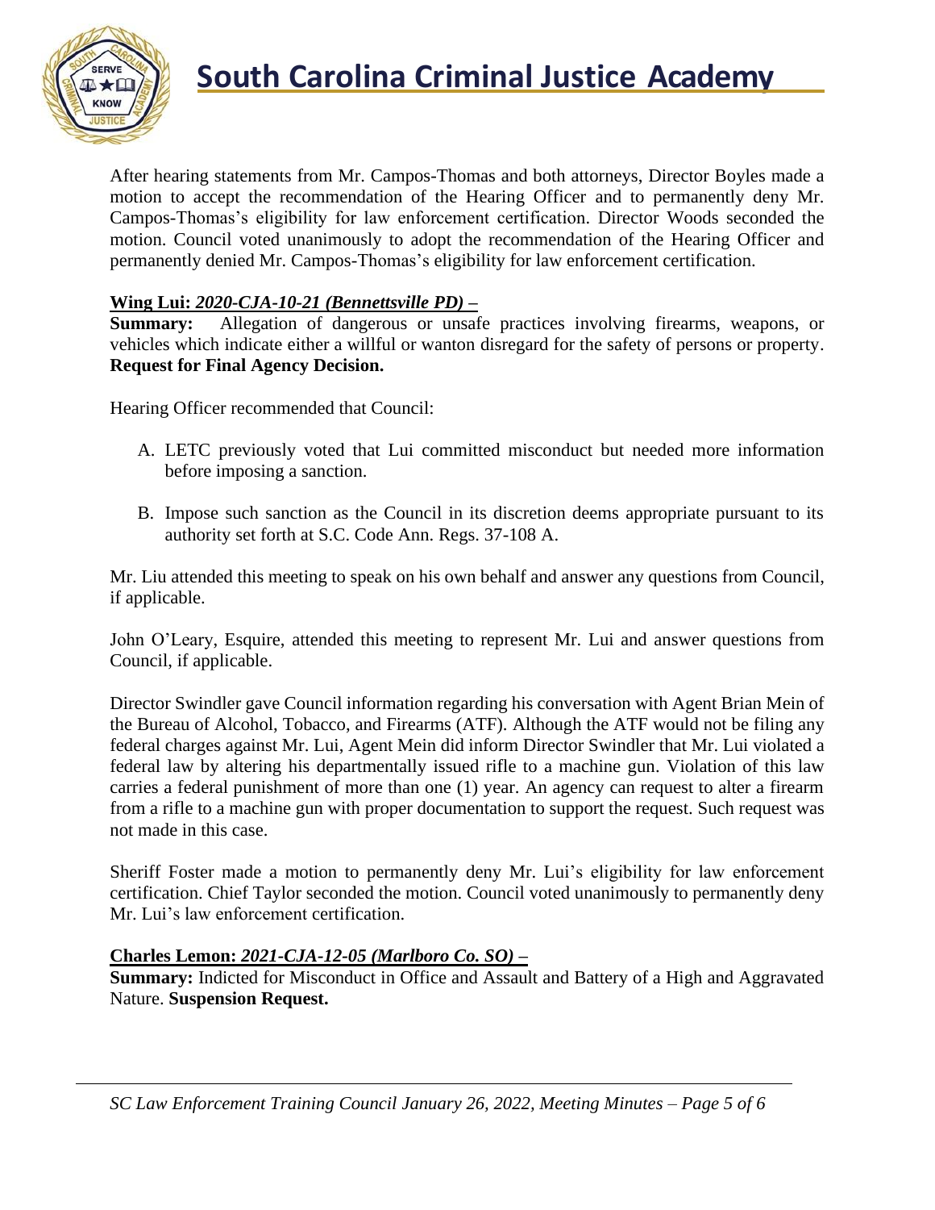After hearing statements from Mr. Campos-Thomas and both attorneys, Director Boyles made a motion to accept the recommendation of the Hearing Officer and to permanently deny Mr. Campos-Thomas's eligibility for law enforcement certification. Director Woods seconded the motion. Council voted unanimously to adopt the recommendation of the Hearing Officer and permanently denied Mr. Campos-Thomas's eligibility for law enforcement certification.

**Wing Lui:** ***2020-CJA-10-21 (Bennettsville PD) –***
**Summary:** Allegation of dangerous or unsafe practices involving firearms, weapons, or vehicles which indicate either a willful or wanton disregard for the safety of persons or property. **Request for Final Agency Decision.**

Hearing Officer recommended that Council:

A. LETC previously voted that Lui committed misconduct but needed more information before imposing a sanction.

B. Impose such sanction as the Council in its discretion deems appropriate pursuant to its authority set forth at S.C. Code Ann. Regs. 37-108 A.

Mr. Liu attended this meeting to speak on his own behalf and answer any questions from Council, if applicable.

John O'Leary, Esquire, attended this meeting to represent Mr. Lui and answer questions from Council, if applicable.

Director Swindler gave Council information regarding his conversation with Agent Brian Mein of the Bureau of Alcohol, Tobacco, and Firearms (ATF). Although the ATF would not be filing any federal charges against Mr. Lui, Agent Mein did inform Director Swindler that Mr. Lui violated a federal law by altering his departmentally issued rifle to a machine gun. Violation of this law carries a federal punishment of more than one (1) year. An agency can request to alter a firearm from a rifle to a machine gun with proper documentation to support the request. Such request was not made in this case.

Sheriff Foster made a motion to permanently deny Mr. Lui's eligibility for law enforcement certification. Chief Taylor seconded the motion. Council voted unanimously to permanently deny Mr. Lui's law enforcement certification.

**Charles Lemon:** ***2021-CJA-12-05 (Marlboro Co. SO) –***
**Summary:** Indicted for Misconduct in Office and Assault and Battery of a High and Aggravated Nature. **Suspension Request.**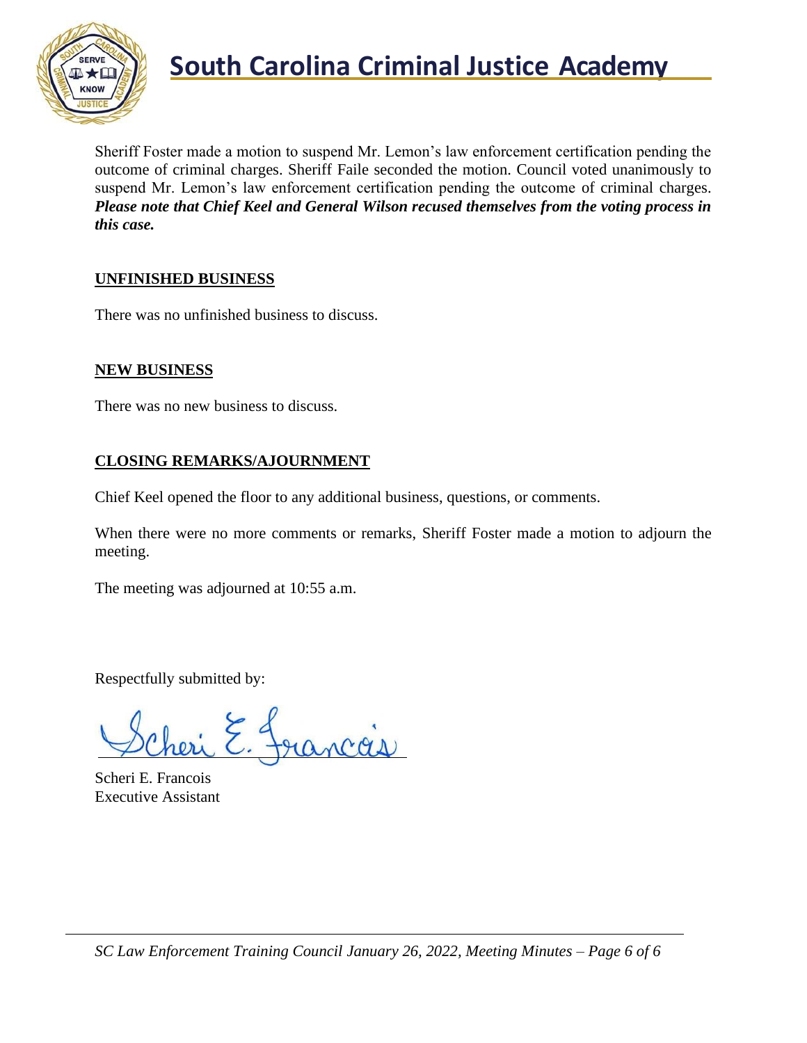Sheriff Foster made a motion to suspend Mr. Lemon's law enforcement certification pending the outcome of criminal charges. Sheriff Faile seconded the motion. Council voted unanimously to suspend Mr. Lemon's law enforcement certification pending the outcome of criminal charges. ***Please note that Chief Keel and General Wilson recused themselves from the voting process in this case.***

## UNFINISHED BUSINESS

There was no unfinished business to discuss.

## NEW BUSINESS

There was no new business to discuss.

## CLOSING REMARKS/AJOURNMENT

Chief Keel opened the floor to any additional business, questions, or comments.

When there were no more comments or remarks, Sheriff Foster made a motion to adjourn the meeting.

The meeting was adjourned at 10:55 a.m.

Respectfully submitted by:

Scheri E. Francois
Executive Assistant